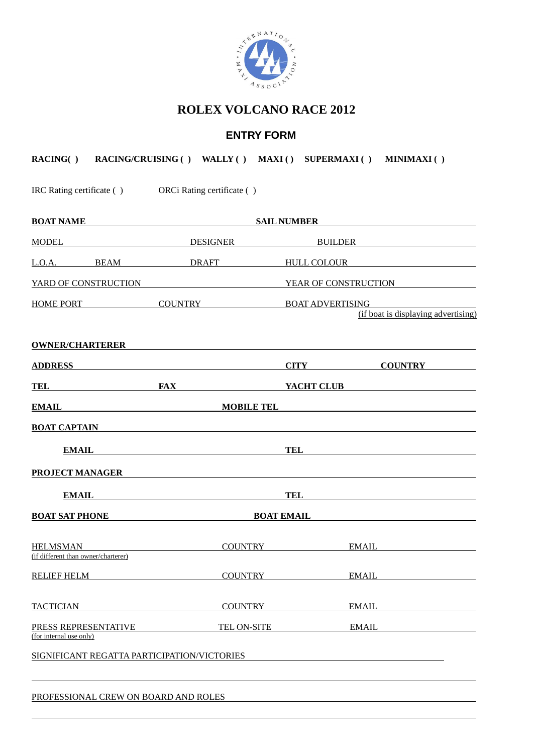# ROLEX VOLCANO RACE 2012

## ENTRY FORM

**RACING( )  RACING/CRUISING ( )  WALLY ( )  MAXI ( )  SUPERMAXI ( )  MINIMAXI ( )**

IRC Rating certificate ( )  ORCi Rating certificate ( )

**BOAT NAME** ____________ **SAIL NUMBER** ____________

MODEL ____________ DESIGNER ____________ BUILDER ____________

L.O.A. ______ BEAM ______ DRAFT ______ HULL COLOUR ____________

YARD OF CONSTRUCTION ____________ YEAR OF CONSTRUCTION ____________

HOME PORT ____________ COUNTRY ____________ BOAT ADVERTISING ____________
(if boat is displaying advertising)

**OWNER/CHARTERER** ____________

**ADDRESS** ____________ **CITY** ____________ **COUNTRY** ____________

**TEL** ____________ **FAX** ____________ **YACHT CLUB** ____________

**EMAIL** ____________ **MOBILE TEL** ____________

**BOAT CAPTAIN** ____________

**EMAIL** ____________ **TEL** ____________

**PROJECT MANAGER** ____________

**EMAIL** ____________ **TEL** ____________

**BOAT SAT PHONE** ____________ **BOAT EMAIL** ____________

HELMSMAN ____________ COUNTRY ____________ EMAIL ____________
(if different than owner/charterer)

RELIEF HELM ____________ COUNTRY ____________ EMAIL ____________

TACTICIAN ____________ COUNTRY ____________ EMAIL ____________

PRESS REPRESENTATIVE ____________ TEL ON-SITE ____________ EMAIL ____________
(for internal use only)

SIGNIFICANT REGATTA PARTICIPATION/VICTORIES ____________

____________

PROFESSIONAL CREW ON BOARD AND ROLES ____________

____________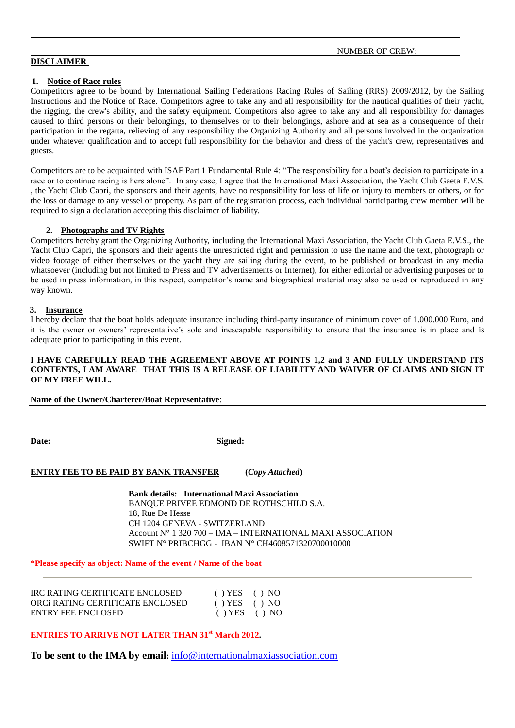NUMBER OF CREW:

**DISCLAIMER**

1. **Notice of Race rules**

Competitors agree to be bound by International Sailing Federations Racing Rules of Sailing (RRS) 2009/2012, by the Sailing Instructions and the Notice of Race. Competitors agree to take any and all responsibility for the nautical qualities of their yacht, the rigging, the crew's ability, and the safety equipment. Competitors also agree to take any and all responsibility for damages caused to third persons or their belongings, to themselves or to their belongings, ashore and at sea as a consequence of their participation in the regatta, relieving of any responsibility the Organizing Authority and all persons involved in the organization under whatever qualification and to accept full responsibility for the behavior and dress of the yacht's crew, representatives and guests.

Competitors are to be acquainted with ISAF Part 1 Fundamental Rule 4: "The responsibility for a boat's decision to participate in a race or to continue racing is hers alone". In any case, I agree that the International Maxi Association, the Yacht Club Gaeta E.V.S. , the Yacht Club Capri, the sponsors and their agents, have no responsibility for loss of life or injury to members or others, or for the loss or damage to any vessel or property. As part of the registration process, each individual participating crew member will be required to sign a declaration accepting this disclaimer of liability.

2. **Photographs and TV Rights**

Competitors hereby grant the Organizing Authority, including the International Maxi Association, the Yacht Club Gaeta E.V.S., the Yacht Club Capri, the sponsors and their agents the unrestricted right and permission to use the name and the text, photograph or video footage of either themselves or the yacht they are sailing during the event, to be published or broadcast in any media whatsoever (including but not limited to Press and TV advertisements or Internet), for either editorial or advertising purposes or to be used in press information, in this respect, competitor's name and biographical material may also be used or reproduced in any way known.

3. **Insurance**

I hereby declare that the boat holds adequate insurance including third-party insurance of minimum cover of 1.000.000 Euro, and it is the owner or owners' representative's sole and inescapable responsibility to ensure that the insurance is in place and is adequate prior to participating in this event.

**I HAVE CAREFULLY READ THE AGREEMENT ABOVE AT POINTS 1,2 and 3 AND FULLY UNDERSTAND ITS CONTENTS, I AM AWARE THAT THIS IS A RELEASE OF LIABILITY AND WAIVER OF CLAIMS AND SIGN IT OF MY FREE WILL.**

**Name of the Owner/Charterer/Boat Representative**:

**Date:** **Signed:**

**ENTRY FEE TO BE PAID BY BANK TRANSFER** **(*Copy Attached*)**

**Bank details: International Maxi Association**
BANQUE PRIVEE EDMOND DE ROTHSCHILD S.A.
18, Rue De Hesse
CH 1204 GENEVA - SWITZERLAND
Account N° 1 320 700 – IMA – INTERNATIONAL MAXI ASSOCIATION
SWIFT N° PRIBCHGG - IBAN N° CH4608571320700010000

**\*Please specify as object: Name of the event / Name of the boat**

| | |
|---|---|
| IRC RATING CERTIFICATE ENCLOSED | ( ) YES ( ) NO |
| ORCi RATING CERTIFICATE ENCLOSED | ( ) YES ( ) NO |
| ENTRY FEE ENCLOSED | ( ) YES ( ) NO |

**ENTRIES TO ARRIVE NOT LATER THAN 31st March 2012.**

**To be sent to the IMA by email:** info@internationalmaxiassociation.com